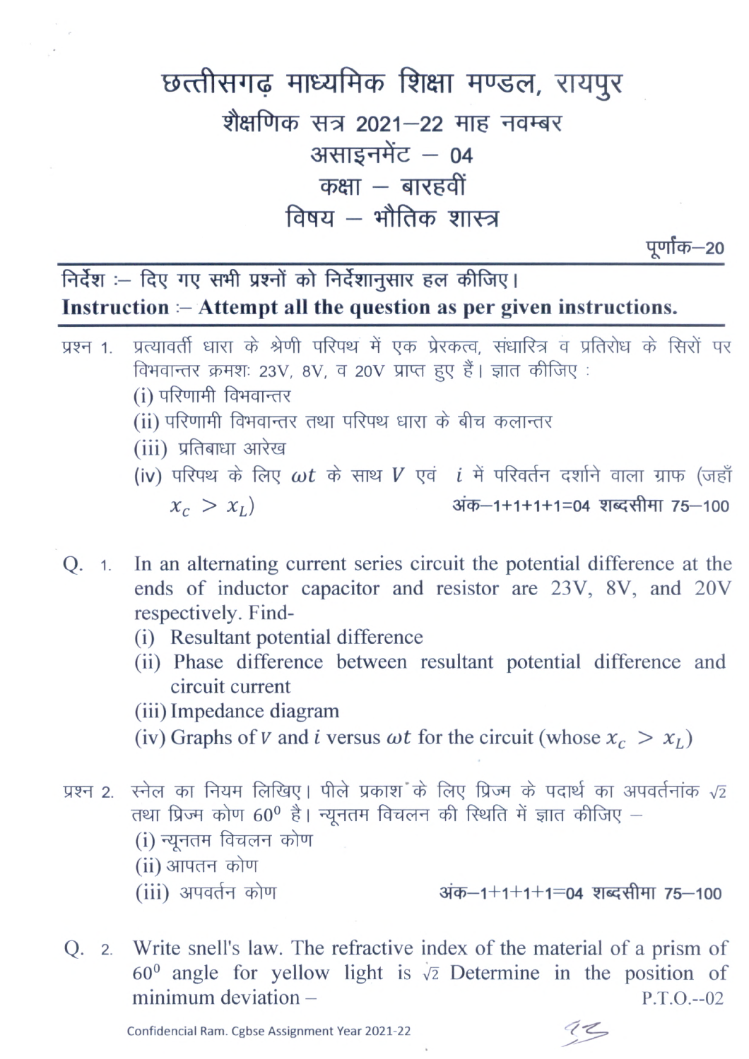# छत्तीसगढ़ माध्यमिक शिक्षा मण्डल, रायपुर

## शैक्षणिक सत्र 2021–22 माह नवम्बर

## असाइनमेंट – 04

## कक्षा – बारहवीं

## विषय – भौतिक शास्त्र

पूर्णांक–20

**निर्देश :– दिए गए सभी प्रश्नों को निर्देशानुसार हल कीजिए।**

**Instruction :– Attempt all the question as per given instructions.**

प्रश्न 1. प्रत्यावर्ती धारा के श्रेणी परिपथ में एक प्रेरकत्व, संधारित्र व प्रतिरोध के सिरों पर विभवान्तर क्रमशः 23V, 8V, व 20V प्राप्त हुए हैं। ज्ञात कीजिए :

(i) परिणामी विभवान्तर

(ii) परिणामी विभवान्तर तथा परिपथ धारा के बीच कलान्तर

(iii) प्रतिबाधा आरेख

(iv) परिपथ के लिए $\omega t$ के साथ $V$ एवं $i$ में परिवर्तन दर्शाने वाला ग्राफ (जहाँ $x_c > x_L$)

अंक–1+1+1+1=04 शब्दसीमा 75–100

Q. 1. In an alternating current series circuit the potential difference at the ends of inductor capacitor and resistor are 23V, 8V, and 20V respectively. Find-

(i) Resultant potential difference

(ii) Phase difference between resultant potential difference and circuit current

(iii) Impedance diagram

(iv) Graphs of $V$ and $i$ versus $\omega t$ for the circuit (whose $x_c > x_L$)

प्रश्न 2. स्नेल का नियम लिखिए। पीले प्रकाश के लिए प्रिज्म के पदार्थ का अपवर्तनांक $\sqrt{2}$ तथा प्रिज्म कोण $60^0$ है। न्यूनतम विचलन की स्थिति में ज्ञात कीजिए –

(i) न्यूनतम विचलन कोण

(ii) आपतन कोण

(iii) अपवर्तन कोण

अंक–1+1+1+1=04 शब्दसीमा 75–100

Q. 2. Write snell's law. The refractive index of the material of a prism of $60^0$ angle for yellow light is $\sqrt{2}$ Determine in the position of minimum deviation –

P.T.O.--02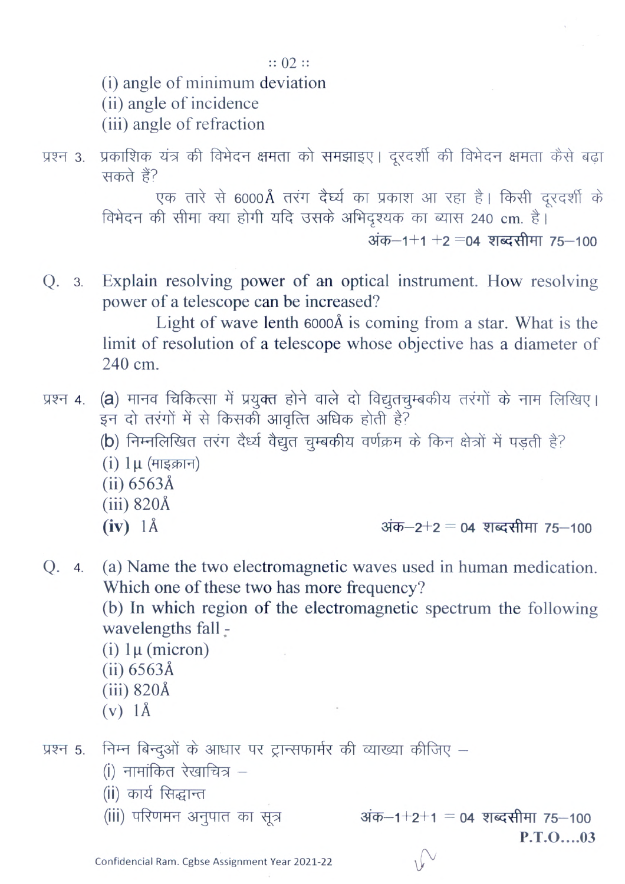(i) angle of minimum deviation
(ii) angle of incidence
(iii) angle of refraction

प्रश्न 3. प्रकाशिक यंत्र की विभेदन क्षमता को समझाइए। दूरदर्शी की विभेदन क्षमता कैसे बढ़ा सकते हैं?

एक तारे से 6000Å तरंग दैर्ध्य का प्रकाश आ रहा है। किसी दूरदर्शी के विभेदन की सीमा क्या होगी यदि उसके अभिदृश्यक का व्यास 240 cm. है।

अंक–1+1 +2 =04 शब्दसीमा 75–100

Q. 3. Explain resolving power of an optical instrument. How resolving power of a telescope can be increased?

Light of wave lenth 6000Å is coming from a star. What is the limit of resolution of a telescope whose objective has a diameter of 240 cm.

प्रश्न 4. (a) मानव चिकित्सा में प्रयुक्त होने वाले दो विद्युतचुम्बकीय तरंगों के नाम लिखिए। इन दो तरंगों में से किसकी आवृत्ति अधिक होती है?

(b) निम्नलिखित तरंग दैर्ध्य वैद्युत चुम्बकीय वर्णक्रम के किन क्षेत्रों में पड़ती है?

(i) 1μ (माइक्रान)
(ii) 6563Å
(iii) 820Å
**(iv)** 1Å

अंक–2+2 = 04 शब्दसीमा 75–100

Q. 4. (a) Name the two electromagnetic waves used in human medication. Which one of these two has more frequency?

(b) In which region of the electromagnetic spectrum the following wavelengths fall -

(i) 1μ (micron)
(ii) 6563Å
(iii) 820Å
(v) 1Å

प्रश्न 5. निम्न बिन्दुओं के आधार पर ट्रान्सफार्मर की व्याख्या कीजिए –

(i) नामांकित रेखाचित्र –
(ii) कार्य सिद्धान्त
(iii) परिणमन अनुपात का सूत्र

अंक–1+2+1 = 04 शब्दसीमा 75–100

P.T.O....03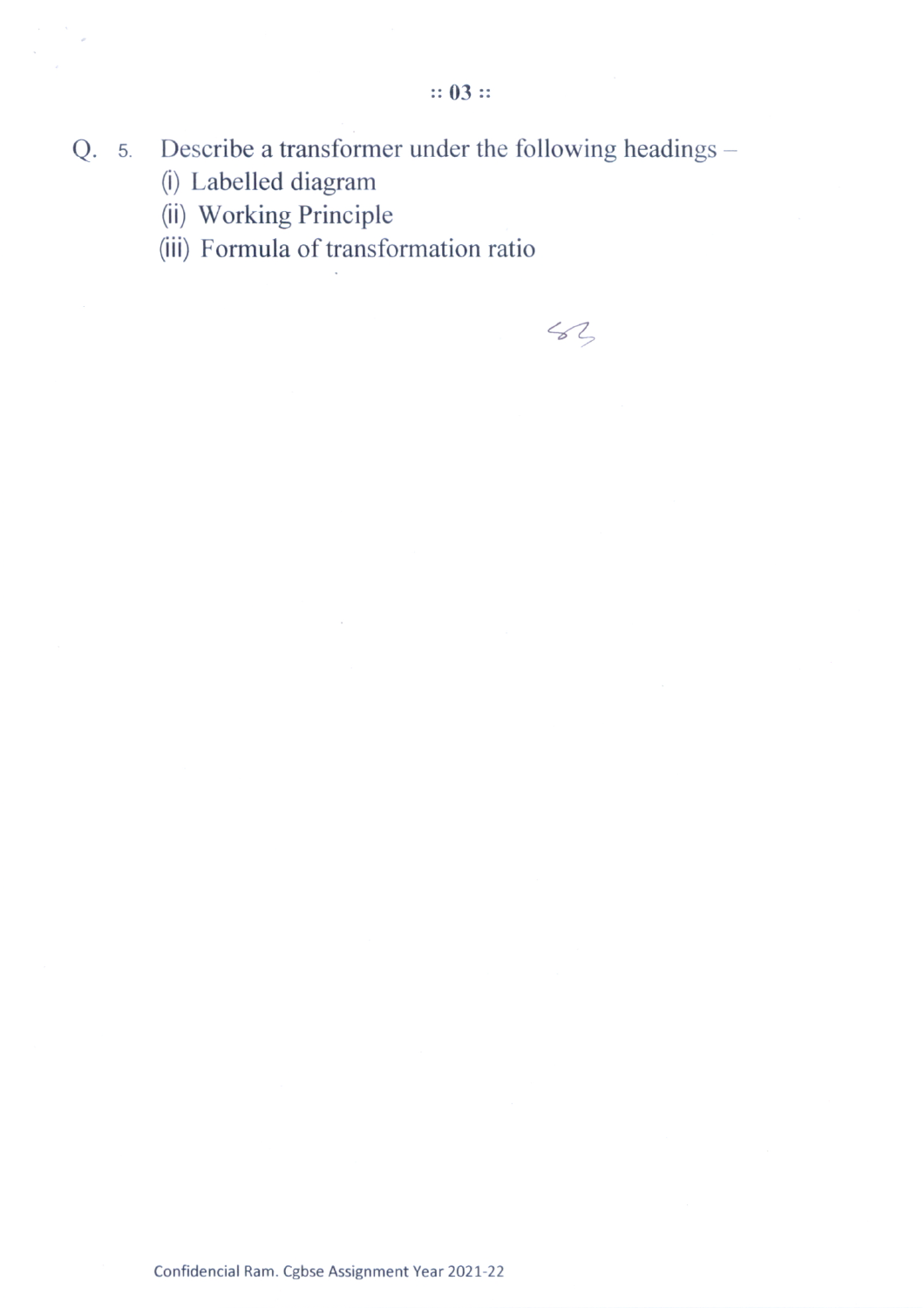Q. 5. Describe a transformer under the following headings –

(i) Labelled diagram

(ii) Working Principle

(iii) Formula of transformation ratio